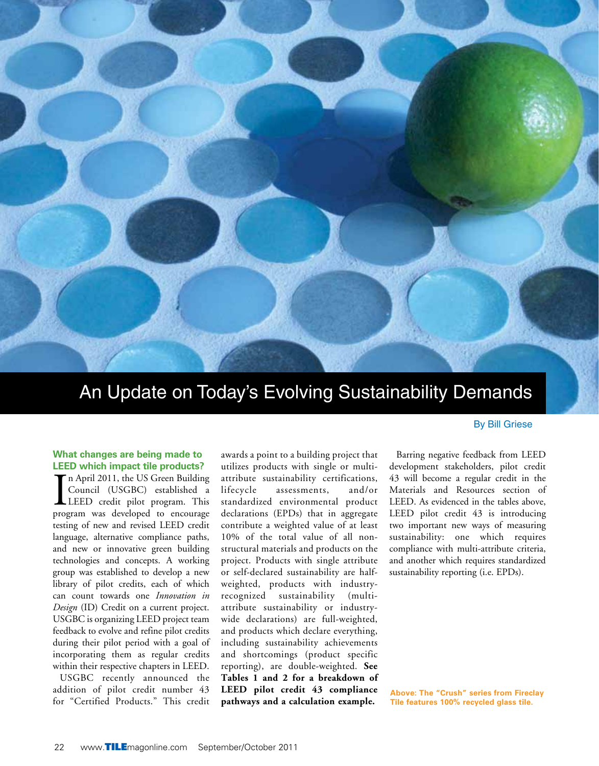# An Update on Today's Evolving Sustainability Demands

By Bill Griese

## What changes are being made to LEED which impact tile products?

In April 2011, the US Green Building Council (USGBC) established a LEED credit pilot program. This program was developed to encourage testing of new and revised LEED credit language, alternative compliance paths, and new or innovative green building technologies and concepts. A working group was established to develop a new library of pilot credits, each of which can count towards one *Innovation in Design* (ID) Credit on a current project. USGBC is organizing LEED project team feedback to evolve and refine pilot credits during their pilot period with a goal of incorporating them as regular credits within their respective chapters in LEED.

USGBC recently announced the addition of pilot credit number 43 for "Certified Products." This credit awards a point to a building project that utilizes products with single or multi-attribute sustainability certifications, lifecycle assessments, and/or standardized environmental product declarations (EPDs) that in aggregate contribute a weighted value of at least 10% of the total value of all non-structural materials and products on the project. Products with single attribute or self-declared sustainability are half-weighted, products with industry-recognized sustainability (multi-attribute sustainability or industry-wide declarations) are full-weighted, and products which declare everything, including sustainability achievements and shortcomings (product specific reporting), are double-weighted. **See Tables 1 and 2 for a breakdown of LEED pilot credit 43 compliance pathways and a calculation example.**

Barring negative feedback from LEED development stakeholders, pilot credit 43 will become a regular credit in the Materials and Resources section of LEED. As evidenced in the tables above, LEED pilot credit 43 is introducing two important new ways of measuring sustainability: one which requires compliance with multi-attribute criteria, and another which requires standardized sustainability reporting (i.e. EPDs).

Above: The "Crush" series from Fireclay Tile features 100% recycled glass tile.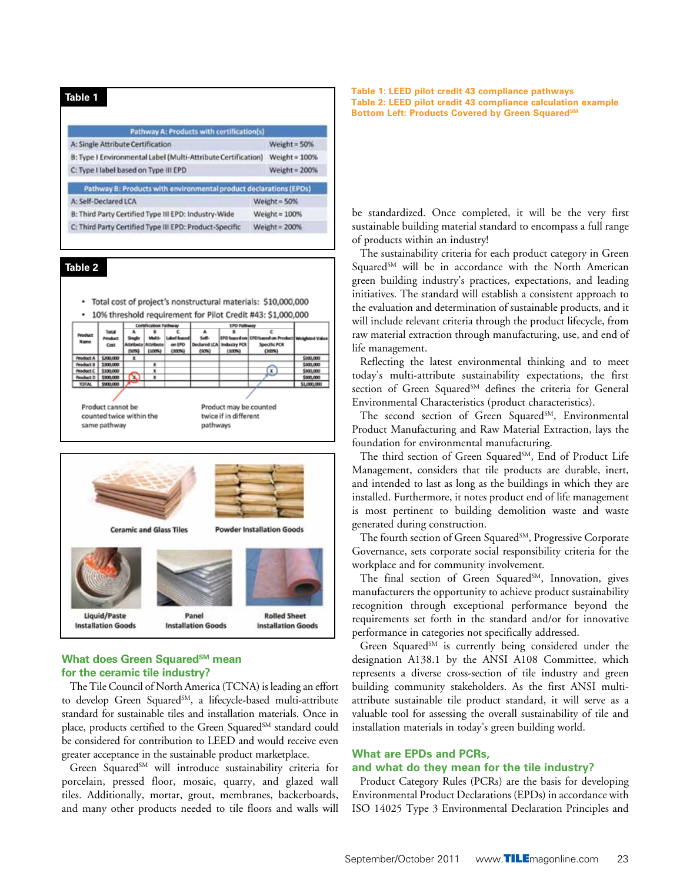## Table 1

| Pathway A: Products with certification(s) | |
|---|---|
| A: Single Attribute Certification | Weight = 50% |
| B: Type I Environmental Label (Multi-Attribute Certification) | Weight = 100% |
| C: Type I label based on Type III EPD | Weight = 200% |

| Pathway B: Products with environmental product declarations (EPDs) | |
|---|---|
| A: Self-Declared LCA | Weight = 50% |
| B: Third Party Certified Type III EPD: Industry-Wide | Weight = 100% |
| C: Third Party Certified Type III EPD: Product-Specific | Weight = 200% |

## Table 2

- Total cost of project's nonstructural materials: $10,000,000
- 10% threshold requirement for Pilot Credit #43: $1,000,000

| Product Name | Total Product Cost | Certification Pathway | | | EPD Pathway | | | Weighted Value |
|---|---|---|---|---|---|---|---|---|
| | | A Single Attribute (50%) | B Multi-Attribute (100%) | C Label based on EPD (200%) | A Self-Declared LCA (50%) | B EPD based on Industry PCR (100%) | C EPD based on Product Specific PCR (200%) | |
| Product A | $200,000 | X | | | | | | $100,000 |
| Product B | $300,000 | | X | | | | | $300,000 |
| Product C | $100,000 | | X | | | | X | $300,000 |
| Product D | $300,000 | X | X | | | | | $300,000 |
| TOTAL | $900,000 | | | | | | | $1,000,000 |

Product cannot be counted twice within the same pathway

Product may be counted twice if in different pathways

Ceramic and Glass Tiles

Powder Installation Goods

Liquid/Paste Installation Goods

Panel Installation Goods

Rolled Sheet Installation Goods

**Table 1: LEED pilot credit 43 compliance pathways**
**Table 2: LEED pilot credit 43 compliance calculation example**
**Bottom Left: Products Covered by Green Squared[SM]**

### What does Green Squared[SM] mean for the ceramic tile industry?

The Tile Council of North America (TCNA) is leading an effort to develop Green Squared[SM], a lifecycle-based multi-attribute standard for sustainable tiles and installation materials. Once in place, products certified to the Green Squared[SM] standard could be considered for contribution to LEED and would receive even greater acceptance in the sustainable product marketplace.

Green Squared[SM] will introduce sustainability criteria for porcelain, pressed floor, mosaic, quarry, and glazed wall tiles. Additionally, mortar, grout, membranes, backerboards, and many other products needed to tile floors and walls will be standardized. Once completed, it will be the very first sustainable building material standard to encompass a full range of products within an industry!

The sustainability criteria for each product category in Green Squared[SM] will be in accordance with the North American green building industry's practices, expectations, and leading initiatives. The standard will establish a consistent approach to the evaluation and determination of sustainable products, and it will include relevant criteria through the product lifecycle, from raw material extraction through manufacturing, use, and end of life management.

Reflecting the latest environmental thinking and to meet today's multi-attribute sustainability expectations, the first section of Green Squared[SM] defines the criteria for General Environmental Characteristics (product characteristics).

The second section of Green Squared[SM], Environmental Product Manufacturing and Raw Material Extraction, lays the foundation for environmental manufacturing.

The third section of Green Squared[SM], End of Product Life Management, considers that tile products are durable, inert, and intended to last as long as the buildings in which they are installed. Furthermore, it notes product end of life management is most pertinent to building demolition waste and waste generated during construction.

The fourth section of Green Squared[SM], Progressive Corporate Governance, sets corporate social responsibility criteria for the workplace and for community involvement.

The final section of Green Squared[SM], Innovation, gives manufacturers the opportunity to achieve product sustainability recognition through exceptional performance beyond the requirements set forth in the standard and/or for innovative performance in categories not specifically addressed.

Green Squared[SM] is currently being considered under the designation A138.1 by the ANSI A108 Committee, which represents a diverse cross-section of tile industry and green building community stakeholders. As the first ANSI multi-attribute sustainable tile product standard, it will serve as a valuable tool for assessing the overall sustainability of tile and installation materials in today's green building world.

### What are EPDs and PCRs, and what do they mean for the tile industry?

Product Category Rules (PCRs) are the basis for developing Environmental Product Declarations (EPDs) in accordance with ISO 14025 Type 3 Environmental Declaration Principles and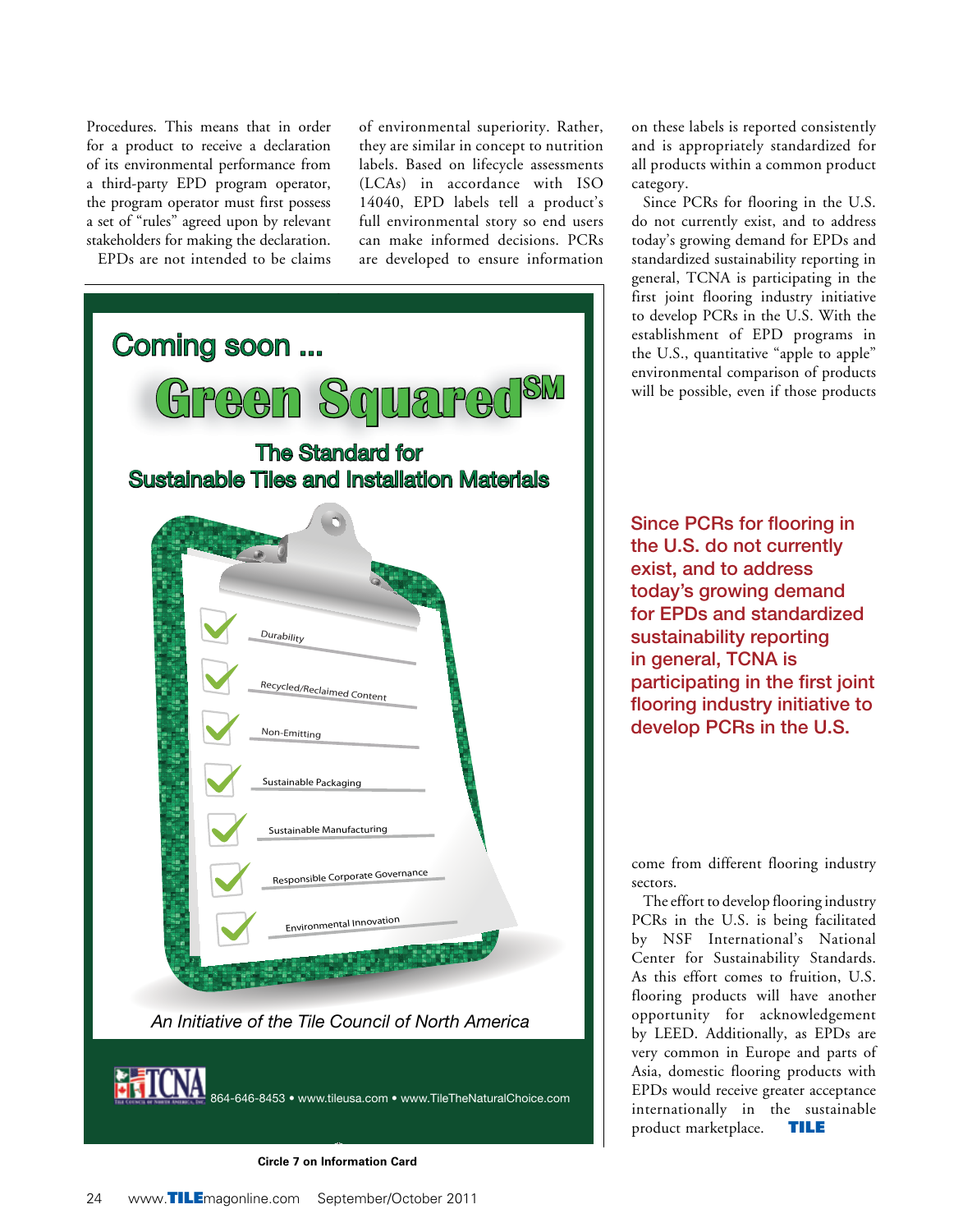Procedures. This means that in order for a product to receive a declaration of its environmental performance from a third-party EPD program operator, the program operator must first possess a set of "rules" agreed upon by relevant stakeholders for making the declaration.

EPDs are not intended to be claims of environmental superiority. Rather, they are similar in concept to nutrition labels. Based on lifecycle assessments (LCAs) in accordance with ISO 14040, EPD labels tell a product's full environmental story so end users can make informed decisions. PCRs are developed to ensure information on these labels is reported consistently and is appropriately standardized for all products within a common product category.

Since PCRs for flooring in the U.S. do not currently exist, and to address today's growing demand for EPDs and standardized sustainability reporting in general, TCNA is participating in the first joint flooring industry initiative to develop PCRs in the U.S. With the establishment of EPD programs in the U.S., quantitative "apple to apple" environmental comparison of products will be possible, even if those products come from different flooring industry sectors.

> Since PCRs for flooring in the U.S. do not currently exist, and to address today's growing demand for EPDs and standardized sustainability reporting in general, TCNA is participating in the first joint flooring industry initiative to develop PCRs in the U.S.

The effort to develop flooring industry PCRs in the U.S. is being facilitated by NSF International's National Center for Sustainability Standards. As this effort comes to fruition, U.S. flooring products will have another opportunity for acknowledgement by LEED. Additionally, as EPDs are very common in Europe and parts of Asia, domestic flooring products with EPDs would receive greater acceptance internationally in the sustainable product marketplace. **TILE**

Coming soon ...

**Green Squared℠**

The Standard for Sustainable Tiles and Installation Materials

- Durability
- Recycled/Reclaimed Content
- Non-Emitting
- Sustainable Packaging
- Sustainable Manufacturing
- Responsible Corporate Governance
- Environmental Innovation

*An Initiative of the Tile Council of North America*

TCNA 864-646-8453 • www.tileusa.com • www.TileTheNaturalChoice.com

**Circle 7 on Information Card**